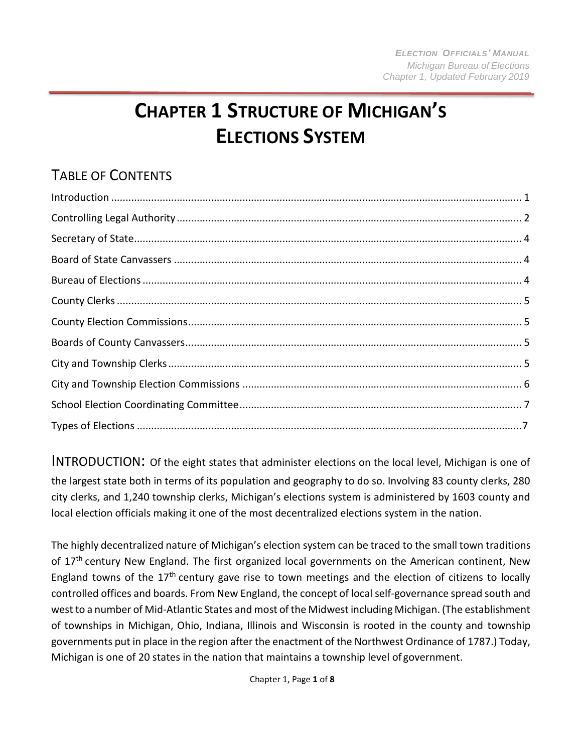# CHAPTER 1 STRUCTURE OF MICHIGAN'S ELECTIONS SYSTEM

## TABLE OF CONTENTS

Introduction ........................................................................ 1
Controlling Legal Authority ........................................................................ 2
Secretary of State ........................................................................ 4
Board of State Canvassers ........................................................................ 4
Bureau of Elections ........................................................................ 4
County Clerks ........................................................................ 5
County Election Commissions ........................................................................ 5
Boards of County Canvassers ........................................................................ 5
City and Township Clerks ........................................................................ 5
City and Township Election Commissions ........................................................................ 6
School Election Coordinating Committee ........................................................................ 7
Types of Elections ........................................................................ 7

## INTRODUCTION:

Of the eight states that administer elections on the local level, Michigan is one of the largest state both in terms of its population and geography to do so. Involving 83 county clerks, 280 city clerks, and 1,240 township clerks, Michigan's elections system is administered by 1603 county and local election officials making it one of the most decentralized elections system in the nation.

The highly decentralized nature of Michigan's election system can be traced to the small town traditions of 17th century New England. The first organized local governments on the American continent, New England towns of the 17th century gave rise to town meetings and the election of citizens to locally controlled offices and boards. From New England, the concept of local self-governance spread south and west to a number of Mid-Atlantic States and most of the Midwest including Michigan. (The establishment of townships in Michigan, Ohio, Indiana, Illinois and Wisconsin is rooted in the county and township governments put in place in the region after the enactment of the Northwest Ordinance of 1787.) Today, Michigan is one of 20 states in the nation that maintains a township level of government.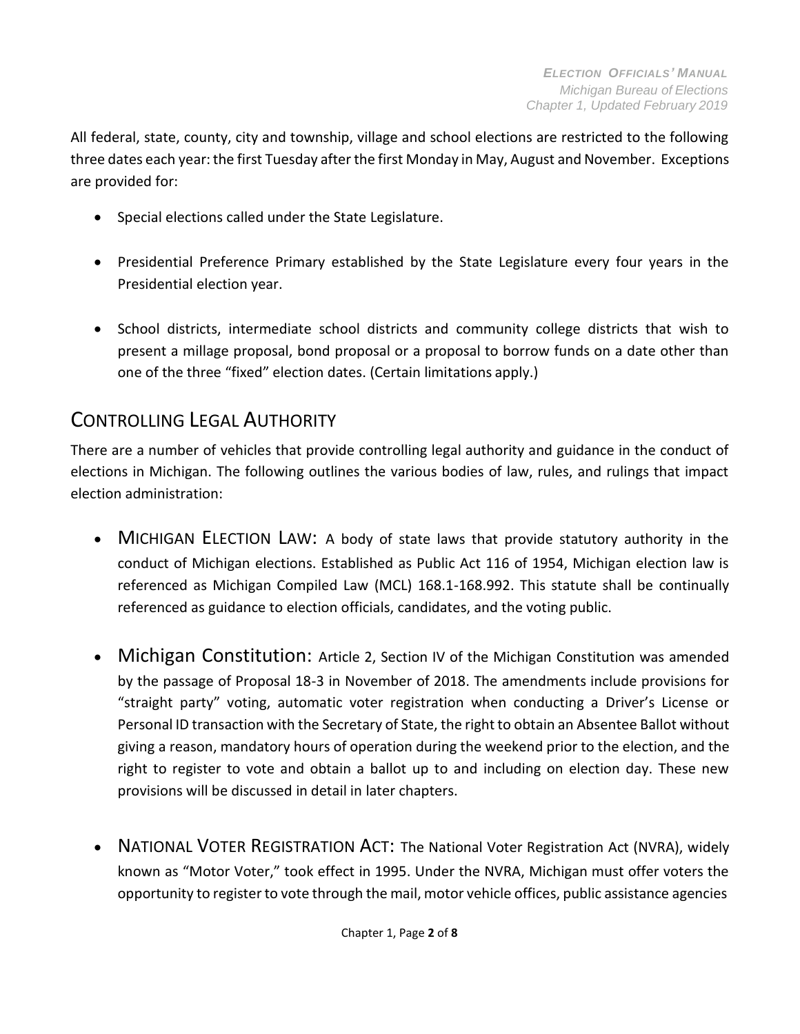All federal, state, county, city and township, village and school elections are restricted to the following three dates each year: the first Tuesday after the first Monday in May, August and November. Exceptions are provided for:

- Special elections called under the State Legislature.
- Presidential Preference Primary established by the State Legislature every four years in the Presidential election year.
- School districts, intermediate school districts and community college districts that wish to present a millage proposal, bond proposal or a proposal to borrow funds on a date other than one of the three "fixed" election dates. (Certain limitations apply.)

## CONTROLLING LEGAL AUTHORITY

There are a number of vehicles that provide controlling legal authority and guidance in the conduct of elections in Michigan. The following outlines the various bodies of law, rules, and rulings that impact election administration:

- MICHIGAN ELECTION LAW: A body of state laws that provide statutory authority in the conduct of Michigan elections. Established as Public Act 116 of 1954, Michigan election law is referenced as Michigan Compiled Law (MCL) 168.1-168.992. This statute shall be continually referenced as guidance to election officials, candidates, and the voting public.
- Michigan Constitution: Article 2, Section IV of the Michigan Constitution was amended by the passage of Proposal 18-3 in November of 2018. The amendments include provisions for "straight party" voting, automatic voter registration when conducting a Driver's License or Personal ID transaction with the Secretary of State, the right to obtain an Absentee Ballot without giving a reason, mandatory hours of operation during the weekend prior to the election, and the right to register to vote and obtain a ballot up to and including on election day. These new provisions will be discussed in detail in later chapters.
- NATIONAL VOTER REGISTRATION ACT: The National Voter Registration Act (NVRA), widely known as "Motor Voter," took effect in 1995. Under the NVRA, Michigan must offer voters the opportunity to register to vote through the mail, motor vehicle offices, public assistance agencies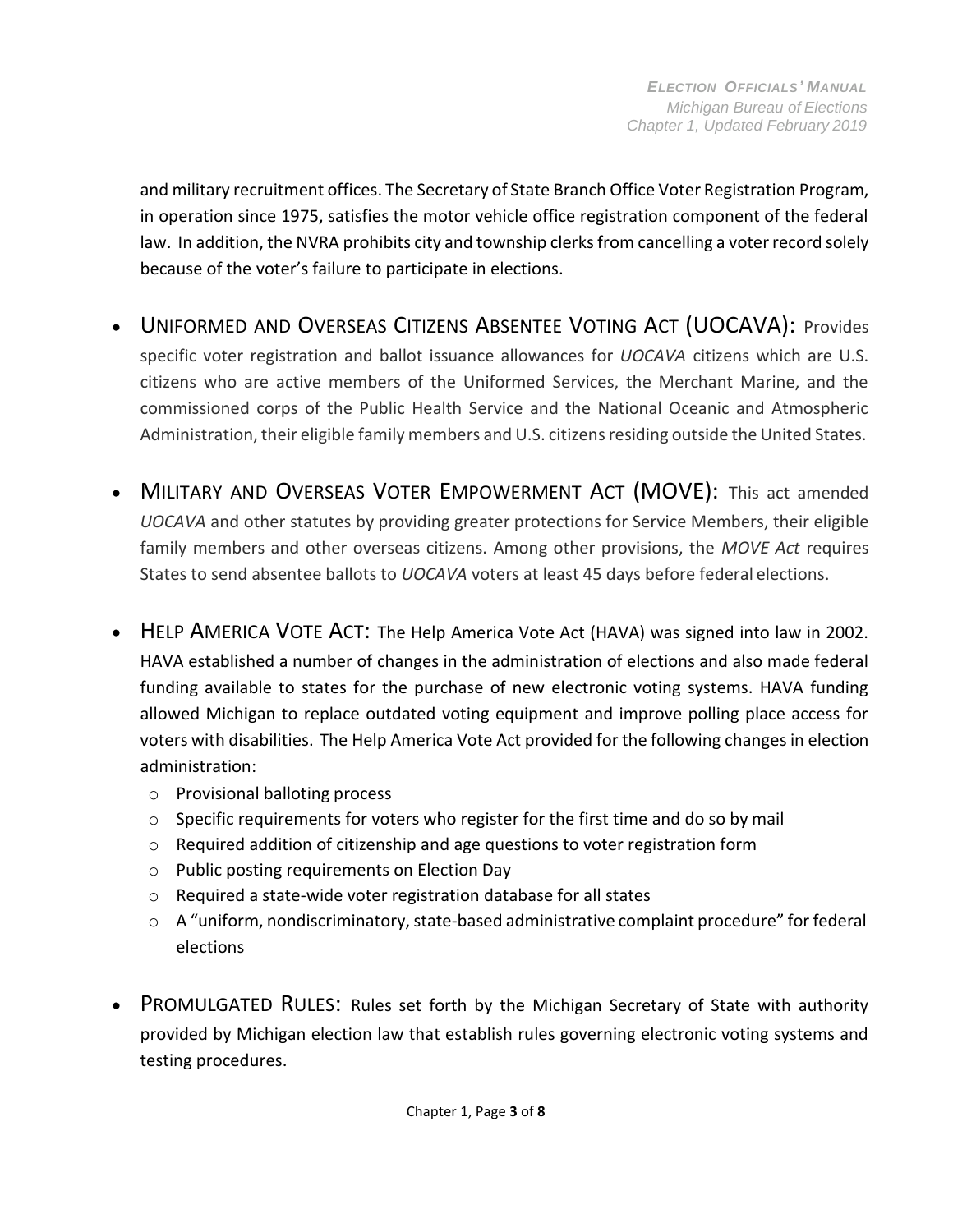and military recruitment offices. The Secretary of State Branch Office Voter Registration Program, in operation since 1975, satisfies the motor vehicle office registration component of the federal law. In addition, the NVRA prohibits city and township clerks from cancelling a voter record solely because of the voter's failure to participate in elections.

- UNIFORMED AND OVERSEAS CITIZENS ABSENTEE VOTING ACT (UOCAVA): Provides specific voter registration and ballot issuance allowances for *UOCAVA* citizens which are U.S. citizens who are active members of the Uniformed Services, the Merchant Marine, and the commissioned corps of the Public Health Service and the National Oceanic and Atmospheric Administration, their eligible family members and U.S. citizens residing outside the United States.

- MILITARY AND OVERSEAS VOTER EMPOWERMENT ACT (MOVE): This act amended *UOCAVA* and other statutes by providing greater protections for Service Members, their eligible family members and other overseas citizens. Among other provisions, the *MOVE Act* requires States to send absentee ballots to *UOCAVA* voters at least 45 days before federal elections.

- HELP AMERICA VOTE ACT: The Help America Vote Act (HAVA) was signed into law in 2002. HAVA established a number of changes in the administration of elections and also made federal funding available to states for the purchase of new electronic voting systems. HAVA funding allowed Michigan to replace outdated voting equipment and improve polling place access for voters with disabilities. The Help America Vote Act provided for the following changes in election administration:
  - Provisional balloting process
  - Specific requirements for voters who register for the first time and do so by mail
  - Required addition of citizenship and age questions to voter registration form
  - Public posting requirements on Election Day
  - Required a state-wide voter registration database for all states
  - A "uniform, nondiscriminatory, state-based administrative complaint procedure" for federal elections

- PROMULGATED RULES: Rules set forth by the Michigan Secretary of State with authority provided by Michigan election law that establish rules governing electronic voting systems and testing procedures.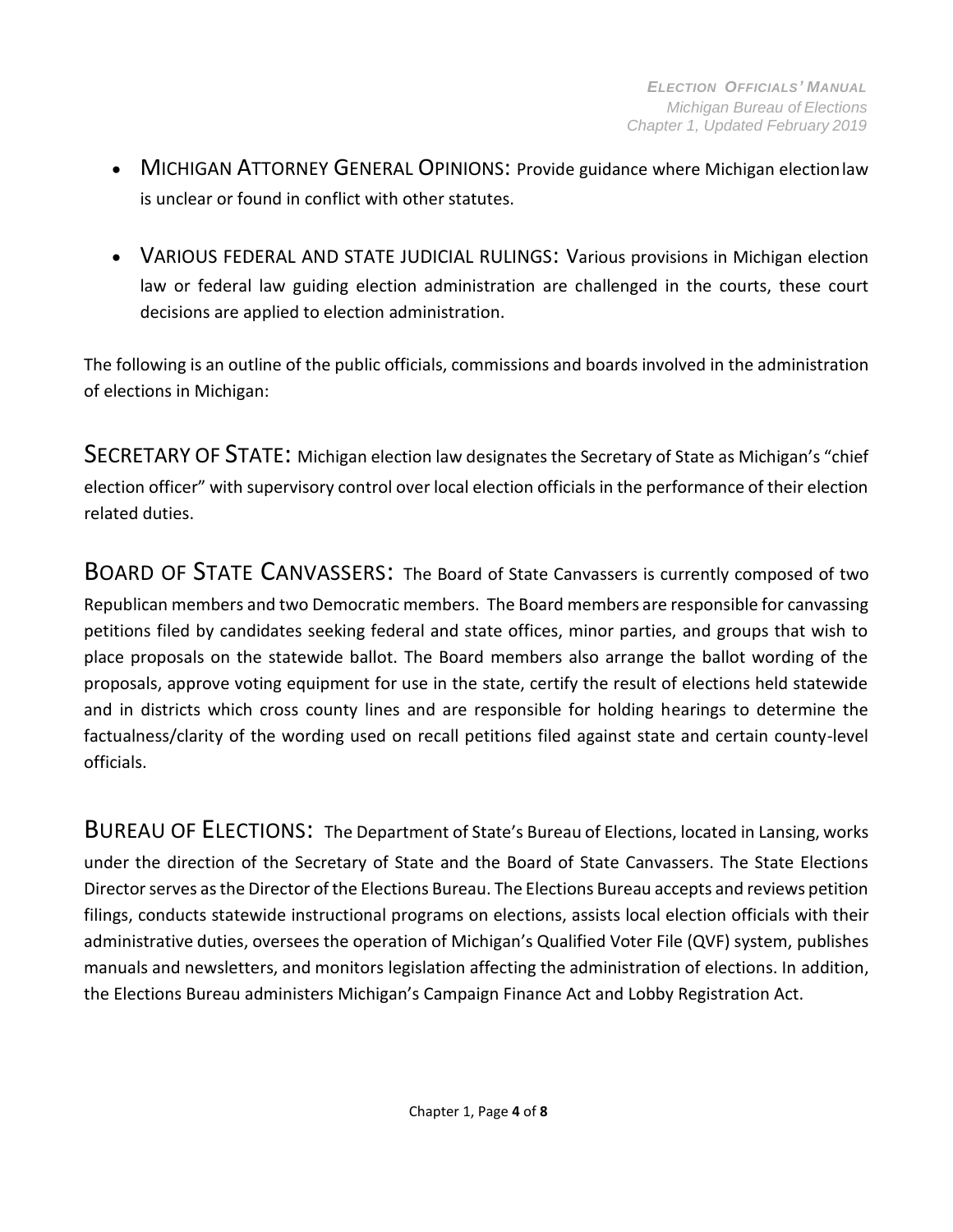- **MICHIGAN ATTORNEY GENERAL OPINIONS:** Provide guidance where Michigan election law is unclear or found in conflict with other statutes.

- **VARIOUS FEDERAL AND STATE JUDICIAL RULINGS:** Various provisions in Michigan election law or federal law guiding election administration are challenged in the courts, these court decisions are applied to election administration.

The following is an outline of the public officials, commissions and boards involved in the administration of elections in Michigan:

**SECRETARY OF STATE:** Michigan election law designates the Secretary of State as Michigan's "chief election officer" with supervisory control over local election officials in the performance of their election related duties.

**BOARD OF STATE CANVASSERS:** The Board of State Canvassers is currently composed of two Republican members and two Democratic members. The Board members are responsible for canvassing petitions filed by candidates seeking federal and state offices, minor parties, and groups that wish to place proposals on the statewide ballot. The Board members also arrange the ballot wording of the proposals, approve voting equipment for use in the state, certify the result of elections held statewide and in districts which cross county lines and are responsible for holding hearings to determine the factualness/clarity of the wording used on recall petitions filed against state and certain county-level officials.

**BUREAU OF ELECTIONS:** The Department of State's Bureau of Elections, located in Lansing, works under the direction of the Secretary of State and the Board of State Canvassers. The State Elections Director serves as the Director of the Elections Bureau. The Elections Bureau accepts and reviews petition filings, conducts statewide instructional programs on elections, assists local election officials with their administrative duties, oversees the operation of Michigan's Qualified Voter File (QVF) system, publishes manuals and newsletters, and monitors legislation affecting the administration of elections. In addition, the Elections Bureau administers Michigan's Campaign Finance Act and Lobby Registration Act.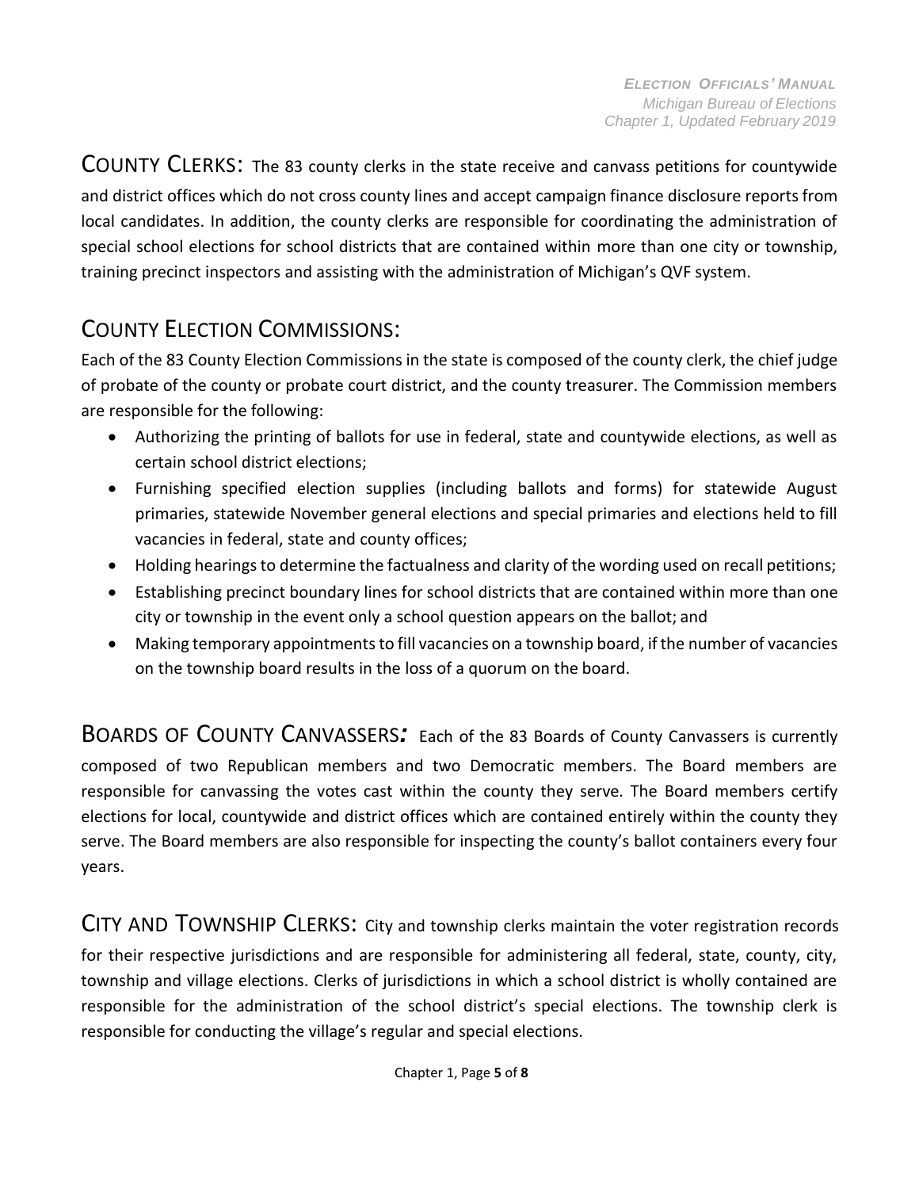**COUNTY CLERKS:** The 83 county clerks in the state receive and canvass petitions for countywide and district offices which do not cross county lines and accept campaign finance disclosure reports from local candidates. In addition, the county clerks are responsible for coordinating the administration of special school elections for school districts that are contained within more than one city or township, training precinct inspectors and assisting with the administration of Michigan's QVF system.

## COUNTY ELECTION COMMISSIONS:

Each of the 83 County Election Commissions in the state is composed of the county clerk, the chief judge of probate of the county or probate court district, and the county treasurer. The Commission members are responsible for the following:

- Authorizing the printing of ballots for use in federal, state and countywide elections, as well as certain school district elections;
- Furnishing specified election supplies (including ballots and forms) for statewide August primaries, statewide November general elections and special primaries and elections held to fill vacancies in federal, state and county offices;
- Holding hearings to determine the factualness and clarity of the wording used on recall petitions;
- Establishing precinct boundary lines for school districts that are contained within more than one city or township in the event only a school question appears on the ballot; and
- Making temporary appointments to fill vacancies on a township board, if the number of vacancies on the township board results in the loss of a quorum on the board.

**BOARDS OF COUNTY CANVASSERS*:*** Each of the 83 Boards of County Canvassers is currently composed of two Republican members and two Democratic members. The Board members are responsible for canvassing the votes cast within the county they serve. The Board members certify elections for local, countywide and district offices which are contained entirely within the county they serve. The Board members are also responsible for inspecting the county's ballot containers every four years.

**CITY AND TOWNSHIP CLERKS:** City and township clerks maintain the voter registration records for their respective jurisdictions and are responsible for administering all federal, state, county, city, township and village elections. Clerks of jurisdictions in which a school district is wholly contained are responsible for the administration of the school district's special elections. The township clerk is responsible for conducting the village's regular and special elections.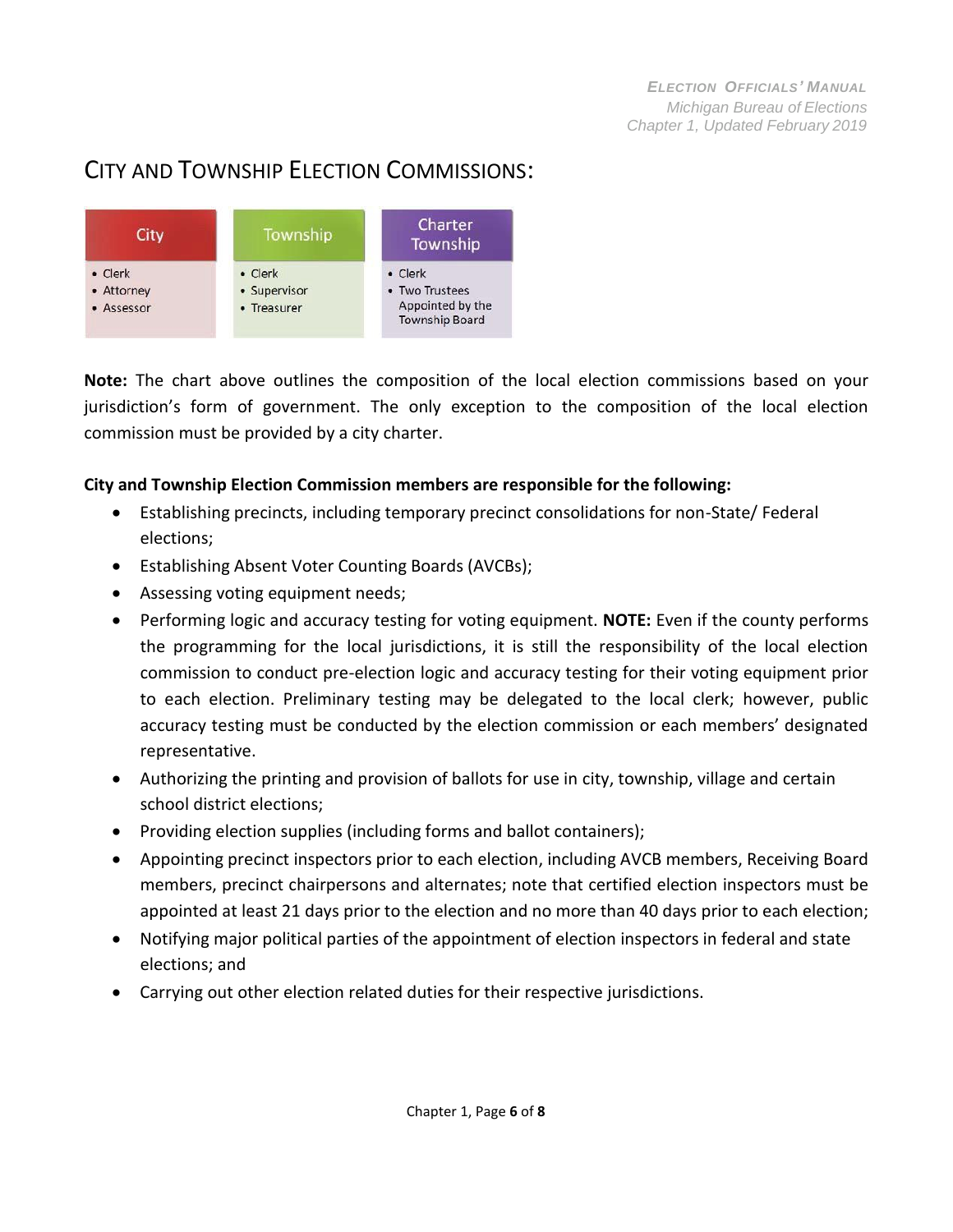## CITY AND TOWNSHIP ELECTION COMMISSIONS:

| City | Township | Charter Township |
|---|---|---|
| • Clerk<br>• Attorney<br>• Assessor | • Clerk<br>• Supervisor<br>• Treasurer | • Clerk<br>• Two Trustees Appointed by the Township Board |

**Note:** The chart above outlines the composition of the local election commissions based on your jurisdiction's form of government. The only exception to the composition of the local election commission must be provided by a city charter.

**City and Township Election Commission members are responsible for the following:**

- Establishing precincts, including temporary precinct consolidations for non-State/ Federal elections;
- Establishing Absent Voter Counting Boards (AVCBs);
- Assessing voting equipment needs;
- Performing logic and accuracy testing for voting equipment. **NOTE:** Even if the county performs the programming for the local jurisdictions, it is still the responsibility of the local election commission to conduct pre-election logic and accuracy testing for their voting equipment prior to each election. Preliminary testing may be delegated to the local clerk; however, public accuracy testing must be conducted by the election commission or each members' designated representative.
- Authorizing the printing and provision of ballots for use in city, township, village and certain school district elections;
- Providing election supplies (including forms and ballot containers);
- Appointing precinct inspectors prior to each election, including AVCB members, Receiving Board members, precinct chairpersons and alternates; note that certified election inspectors must be appointed at least 21 days prior to the election and no more than 40 days prior to each election;
- Notifying major political parties of the appointment of election inspectors in federal and state elections; and
- Carrying out other election related duties for their respective jurisdictions.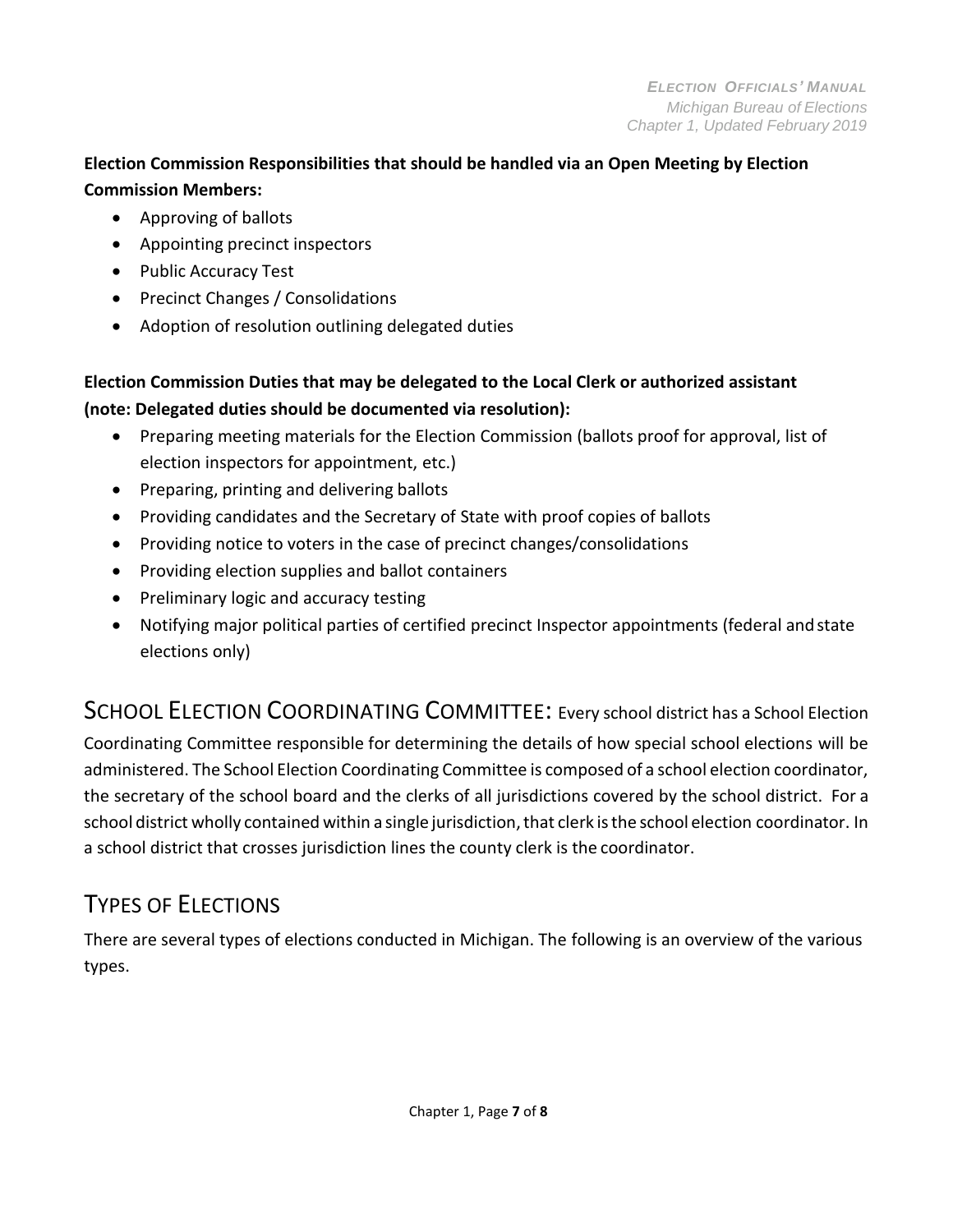**Election Commission Responsibilities that should be handled via an Open Meeting by Election Commission Members:**

- Approving of ballots
- Appointing precinct inspectors
- Public Accuracy Test
- Precinct Changes / Consolidations
- Adoption of resolution outlining delegated duties

**Election Commission Duties that may be delegated to the Local Clerk or authorized assistant (note: Delegated duties should be documented via resolution):**

- Preparing meeting materials for the Election Commission (ballots proof for approval, list of election inspectors for appointment, etc.)
- Preparing, printing and delivering ballots
- Providing candidates and the Secretary of State with proof copies of ballots
- Providing notice to voters in the case of precinct changes/consolidations
- Providing election supplies and ballot containers
- Preliminary logic and accuracy testing
- Notifying major political parties of certified precinct Inspector appointments (federal and state elections only)

## School Election Coordinating Committee:

Every school district has a School Election Coordinating Committee responsible for determining the details of how special school elections will be administered. The School Election Coordinating Committee is composed of a school election coordinator, the secretary of the school board and the clerks of all jurisdictions covered by the school district. For a school district wholly contained within a single jurisdiction, that clerk is the school election coordinator. In a school district that crosses jurisdiction lines the county clerk is the coordinator.

## Types of Elections

There are several types of elections conducted in Michigan. The following is an overview of the various types.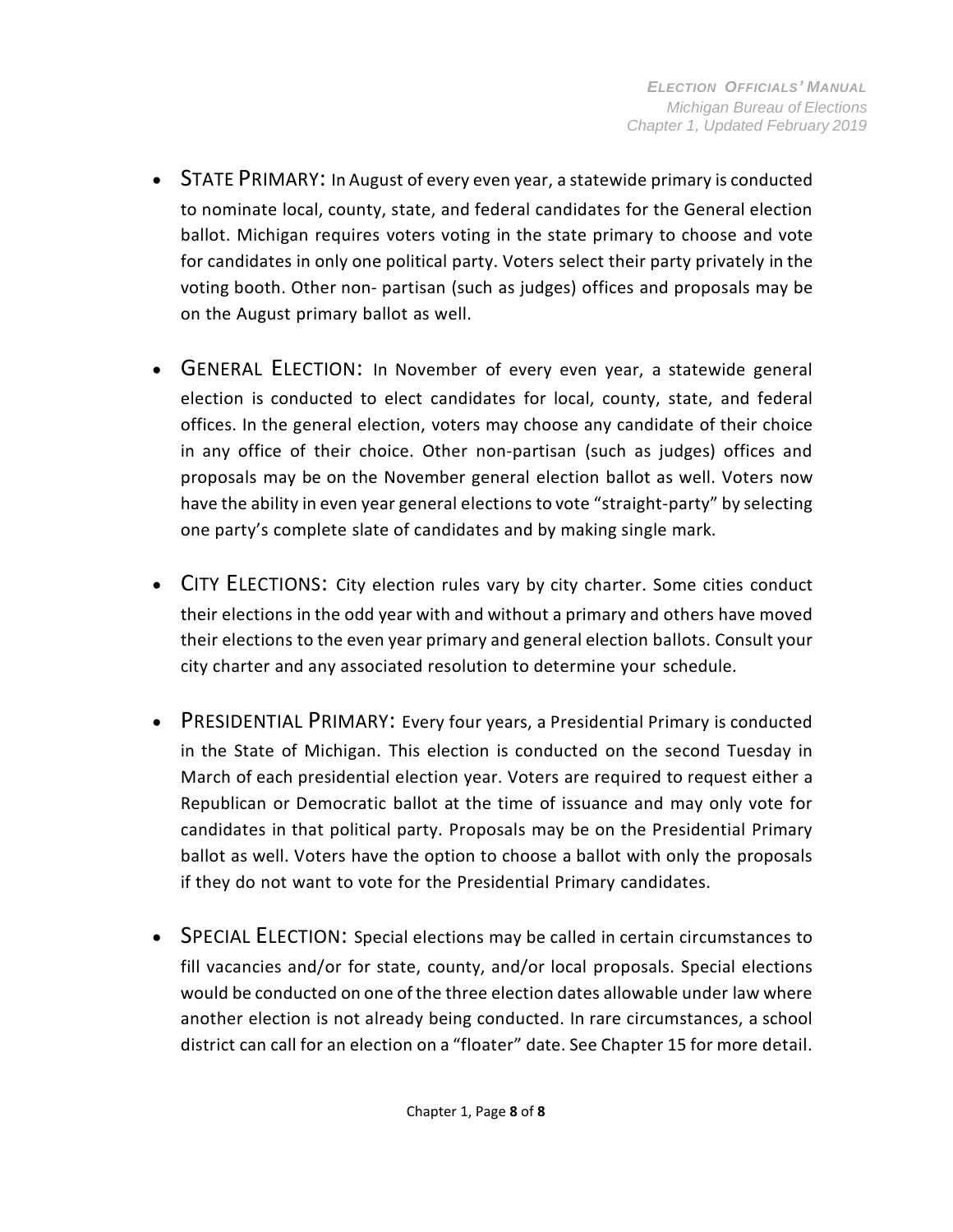- STATE PRIMARY: In August of every even year, a statewide primary is conducted to nominate local, county, state, and federal candidates for the General election ballot. Michigan requires voters voting in the state primary to choose and vote for candidates in only one political party. Voters select their party privately in the voting booth. Other non- partisan (such as judges) offices and proposals may be on the August primary ballot as well.

- GENERAL ELECTION: In November of every even year, a statewide general election is conducted to elect candidates for local, county, state, and federal offices. In the general election, voters may choose any candidate of their choice in any office of their choice. Other non-partisan (such as judges) offices and proposals may be on the November general election ballot as well. Voters now have the ability in even year general elections to vote "straight-party" by selecting one party's complete slate of candidates and by making single mark.

- CITY ELECTIONS: City election rules vary by city charter. Some cities conduct their elections in the odd year with and without a primary and others have moved their elections to the even year primary and general election ballots. Consult your city charter and any associated resolution to determine your schedule.

- PRESIDENTIAL PRIMARY: Every four years, a Presidential Primary is conducted in the State of Michigan. This election is conducted on the second Tuesday in March of each presidential election year. Voters are required to request either a Republican or Democratic ballot at the time of issuance and may only vote for candidates in that political party. Proposals may be on the Presidential Primary ballot as well. Voters have the option to choose a ballot with only the proposals if they do not want to vote for the Presidential Primary candidates.

- SPECIAL ELECTION: Special elections may be called in certain circumstances to fill vacancies and/or for state, county, and/or local proposals. Special elections would be conducted on one of the three election dates allowable under law where another election is not already being conducted. In rare circumstances, a school district can call for an election on a "floater" date. See Chapter 15 for more detail.